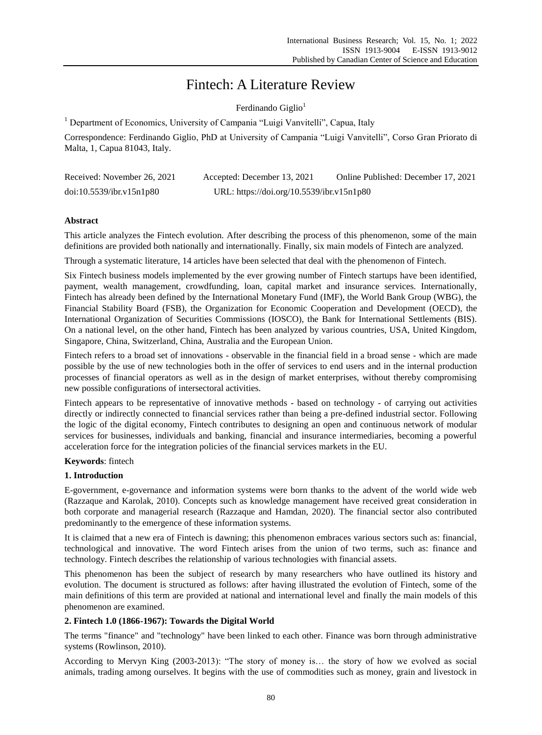# Fintech: A Literature Review

Ferdinando Giglio[1]

[1] Department of Economics, University of Campania "Luigi Vanvitelli", Capua, Italy

Correspondence: Ferdinando Giglio, PhD at University of Campania "Luigi Vanvitelli", Corso Gran Priorato di Malta, 1, Capua 81043, Italy.

Received: November 26, 2021 Accepted: December 13, 2021 Online Published: December 17, 2021

doi:10.5539/ibr.v15n1p80 URL: https://doi.org/10.5539/ibr.v15n1p80

## Abstract

This article analyzes the Fintech evolution. After describing the process of this phenomenon, some of the main definitions are provided both nationally and internationally. Finally, six main models of Fintech are analyzed.

Through a systematic literature, 14 articles have been selected that deal with the phenomenon of Fintech.

Six Fintech business models implemented by the ever growing number of Fintech startups have been identified, payment, wealth management, crowdfunding, loan, capital market and insurance services. Internationally, Fintech has already been defined by the International Monetary Fund (IMF), the World Bank Group (WBG), the Financial Stability Board (FSB), the Organization for Economic Cooperation and Development (OECD), the International Organization of Securities Commissions (IOSCO), the Bank for International Settlements (BIS). On a national level, on the other hand, Fintech has been analyzed by various countries, USA, United Kingdom, Singapore, China, Switzerland, China, Australia and the European Union.

Fintech refers to a broad set of innovations - observable in the financial field in a broad sense - which are made possible by the use of new technologies both in the offer of services to end users and in the internal production processes of financial operators as well as in the design of market enterprises, without thereby compromising new possible configurations of intersectoral activities.

Fintech appears to be representative of innovative methods - based on technology - of carrying out activities directly or indirectly connected to financial services rather than being a pre-defined industrial sector. Following the logic of the digital economy, Fintech contributes to designing an open and continuous network of modular services for businesses, individuals and banking, financial and insurance intermediaries, becoming a powerful acceleration force for the integration policies of the financial services markets in the EU.

**Keywords**: fintech

## 1. Introduction

E-government, e-governance and information systems were born thanks to the advent of the world wide web (Razzaque and Karolak, 2010). Concepts such as knowledge management have received great consideration in both corporate and managerial research (Razzaque and Hamdan, 2020). The financial sector also contributed predominantly to the emergence of these information systems.

It is claimed that a new era of Fintech is dawning; this phenomenon embraces various sectors such as: financial, technological and innovative. The word Fintech arises from the union of two terms, such as: finance and technology. Fintech describes the relationship of various technologies with financial assets.

This phenomenon has been the subject of research by many researchers who have outlined its history and evolution. The document is structured as follows: after having illustrated the evolution of Fintech, some of the main definitions of this term are provided at national and international level and finally the main models of this phenomenon are examined.

## 2. Fintech 1.0 (1866-1967): Towards the Digital World

The terms "finance" and "technology" have been linked to each other. Finance was born through administrative systems (Rowlinson, 2010).

According to Mervyn King (2003-2013): "The story of money is… the story of how we evolved as social animals, trading among ourselves. It begins with the use of commodities such as money, grain and livestock in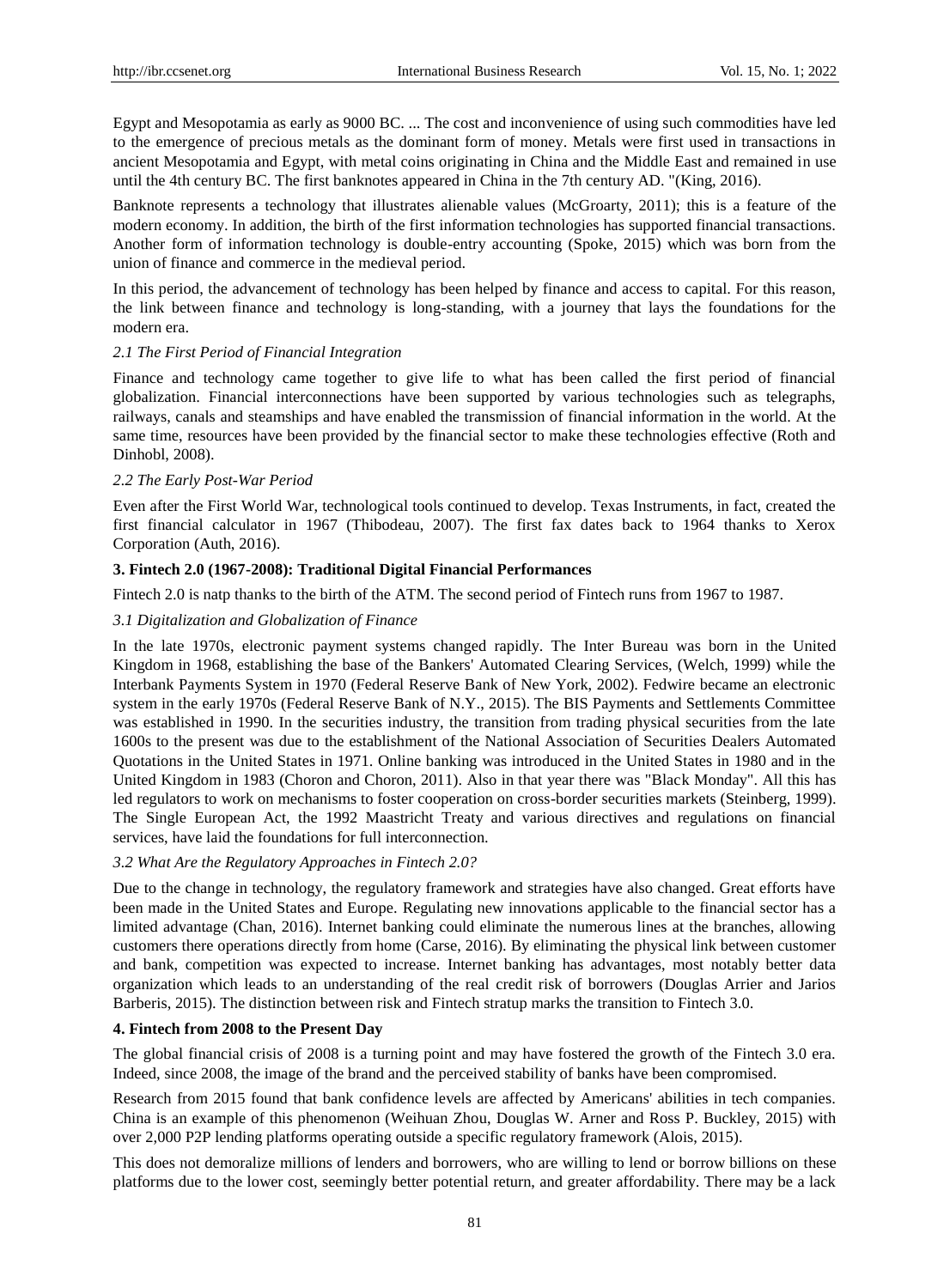Egypt and Mesopotamia as early as 9000 BC. ... The cost and inconvenience of using such commodities have led to the emergence of precious metals as the dominant form of money. Metals were first used in transactions in ancient Mesopotamia and Egypt, with metal coins originating in China and the Middle East and remained in use until the 4th century BC. The first banknotes appeared in China in the 7th century AD. "(King, 2016).

Banknote represents a technology that illustrates alienable values (McGroarty, 2011); this is a feature of the modern economy. In addition, the birth of the first information technologies has supported financial transactions. Another form of information technology is double-entry accounting (Spoke, 2015) which was born from the union of finance and commerce in the medieval period.

In this period, the advancement of technology has been helped by finance and access to capital. For this reason, the link between finance and technology is long-standing, with a journey that lays the foundations for the modern era.

### *2.1 The First Period of Financial Integration*

Finance and technology came together to give life to what has been called the first period of financial globalization. Financial interconnections have been supported by various technologies such as telegraphs, railways, canals and steamships and have enabled the transmission of financial information in the world. At the same time, resources have been provided by the financial sector to make these technologies effective (Roth and Dinhobl, 2008).

### *2.2 The Early Post-War Period*

Even after the First World War, technological tools continued to develop. Texas Instruments, in fact, created the first financial calculator in 1967 (Thibodeau, 2007). The first fax dates back to 1964 thanks to Xerox Corporation (Auth, 2016).

## **3. Fintech 2.0 (1967-2008): Traditional Digital Financial Performances**

Fintech 2.0 is natp thanks to the birth of the ATM. The second period of Fintech runs from 1967 to 1987.

### *3.1 Digitalization and Globalization of Finance*

In the late 1970s, electronic payment systems changed rapidly. The Inter Bureau was born in the United Kingdom in 1968, establishing the base of the Bankers' Automated Clearing Services, (Welch, 1999) while the Interbank Payments System in 1970 (Federal Reserve Bank of New York, 2002). Fedwire became an electronic system in the early 1970s (Federal Reserve Bank of N.Y., 2015). The BIS Payments and Settlements Committee was established in 1990. In the securities industry, the transition from trading physical securities from the late 1600s to the present was due to the establishment of the National Association of Securities Dealers Automated Quotations in the United States in 1971. Online banking was introduced in the United States in 1980 and in the United Kingdom in 1983 (Choron and Choron, 2011). Also in that year there was "Black Monday". All this has led regulators to work on mechanisms to foster cooperation on cross-border securities markets (Steinberg, 1999). The Single European Act, the 1992 Maastricht Treaty and various directives and regulations on financial services, have laid the foundations for full interconnection.

### *3.2 What Are the Regulatory Approaches in Fintech 2.0?*

Due to the change in technology, the regulatory framework and strategies have also changed. Great efforts have been made in the United States and Europe. Regulating new innovations applicable to the financial sector has a limited advantage (Chan, 2016). Internet banking could eliminate the numerous lines at the branches, allowing customers there operations directly from home (Carse, 2016). By eliminating the physical link between customer and bank, competition was expected to increase. Internet banking has advantages, most notably better data organization which leads to an understanding of the real credit risk of borrowers (Douglas Arrier and Jarios Barberis, 2015). The distinction between risk and Fintech stratup marks the transition to Fintech 3.0.

## **4. Fintech from 2008 to the Present Day**

The global financial crisis of 2008 is a turning point and may have fostered the growth of the Fintech 3.0 era. Indeed, since 2008, the image of the brand and the perceived stability of banks have been compromised.

Research from 2015 found that bank confidence levels are affected by Americans' abilities in tech companies. China is an example of this phenomenon (Weihuan Zhou, Douglas W. Arner and Ross P. Buckley, 2015) with over 2,000 P2P lending platforms operating outside a specific regulatory framework (Alois, 2015).

This does not demoralize millions of lenders and borrowers, who are willing to lend or borrow billions on these platforms due to the lower cost, seemingly better potential return, and greater affordability. There may be a lack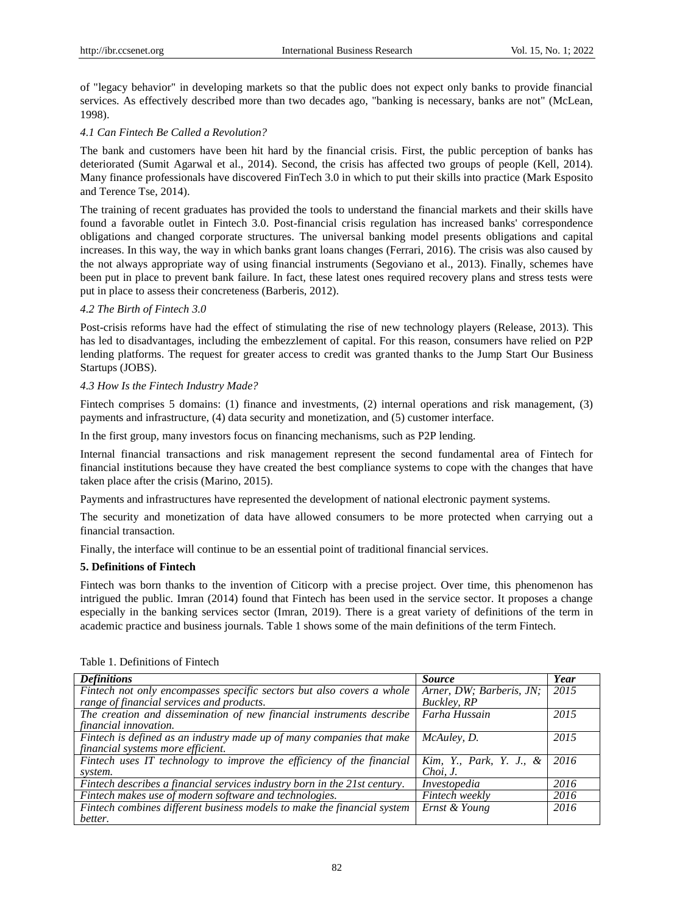of "legacy behavior" in developing markets so that the public does not expect only banks to provide financial services. As effectively described more than two decades ago, "banking is necessary, banks are not" (McLean, 1998).

### *4.1 Can Fintech Be Called a Revolution?*

The bank and customers have been hit hard by the financial crisis. First, the public perception of banks has deteriorated (Sumit Agarwal et al., 2014). Second, the crisis has affected two groups of people (Kell, 2014). Many finance professionals have discovered FinTech 3.0 in which to put their skills into practice (Mark Esposito and Terence Tse, 2014).

The training of recent graduates has provided the tools to understand the financial markets and their skills have found a favorable outlet in Fintech 3.0. Post-financial crisis regulation has increased banks' correspondence obligations and changed corporate structures. The universal banking model presents obligations and capital increases. In this way, the way in which banks grant loans changes (Ferrari, 2016). The crisis was also caused by the not always appropriate way of using financial instruments (Segoviano et al., 2013). Finally, schemes have been put in place to prevent bank failure. In fact, these latest ones required recovery plans and stress tests were put in place to assess their concreteness (Barberis, 2012).

### *4.2 The Birth of Fintech 3.0*

Post-crisis reforms have had the effect of stimulating the rise of new technology players (Release, 2013). This has led to disadvantages, including the embezzlement of capital. For this reason, consumers have relied on P2P lending platforms. The request for greater access to credit was granted thanks to the Jump Start Our Business Startups (JOBS).

### *4.3 How Is the Fintech Industry Made?*

Fintech comprises 5 domains: (1) finance and investments, (2) internal operations and risk management, (3) payments and infrastructure, (4) data security and monetization, and (5) customer interface.

In the first group, many investors focus on financing mechanisms, such as P2P lending.

Internal financial transactions and risk management represent the second fundamental area of Fintech for financial institutions because they have created the best compliance systems to cope with the changes that have taken place after the crisis (Marino, 2015).

Payments and infrastructures have represented the development of national electronic payment systems.

The security and monetization of data have allowed consumers to be more protected when carrying out a financial transaction.

Finally, the interface will continue to be an essential point of traditional financial services.

## 5. Definitions of Fintech

Fintech was born thanks to the invention of Citicorp with a precise project. Over time, this phenomenon has intrigued the public. Imran (2014) found that Fintech has been used in the service sector. It proposes a change especially in the banking services sector (Imran, 2019). There is a great variety of definitions of the term in academic practice and business journals. Table 1 shows some of the main definitions of the term Fintech.

Table 1. Definitions of Fintech

| ***Definitions*** | ***Source*** | ***Year*** |
|---|---|---|
| *Fintech not only encompasses specific sectors but also covers a whole range of financial services and products.* | *Arner, DW; Barberis, JN; Buckley, RP* | *2015* |
| *The creation and dissemination of new financial instruments describe financial innovation.* | *Farha Hussain* | *2015* |
| *Fintech is defined as an industry made up of many companies that make financial systems more efficient.* | *McAuley, D.* | *2015* |
| *Fintech uses IT technology to improve the efficiency of the financial system.* | *Kim, Y., Park, Y. J., & Choi, J.* | *2016* |
| *Fintech describes a financial services industry born in the 21st century.* | *Investopedia* | *2016* |
| *Fintech makes use of modern software and technologies.* | *Fintech weekly* | *2016* |
| *Fintech combines different business models to make the financial system better.* | *Ernst & Young* | *2016* |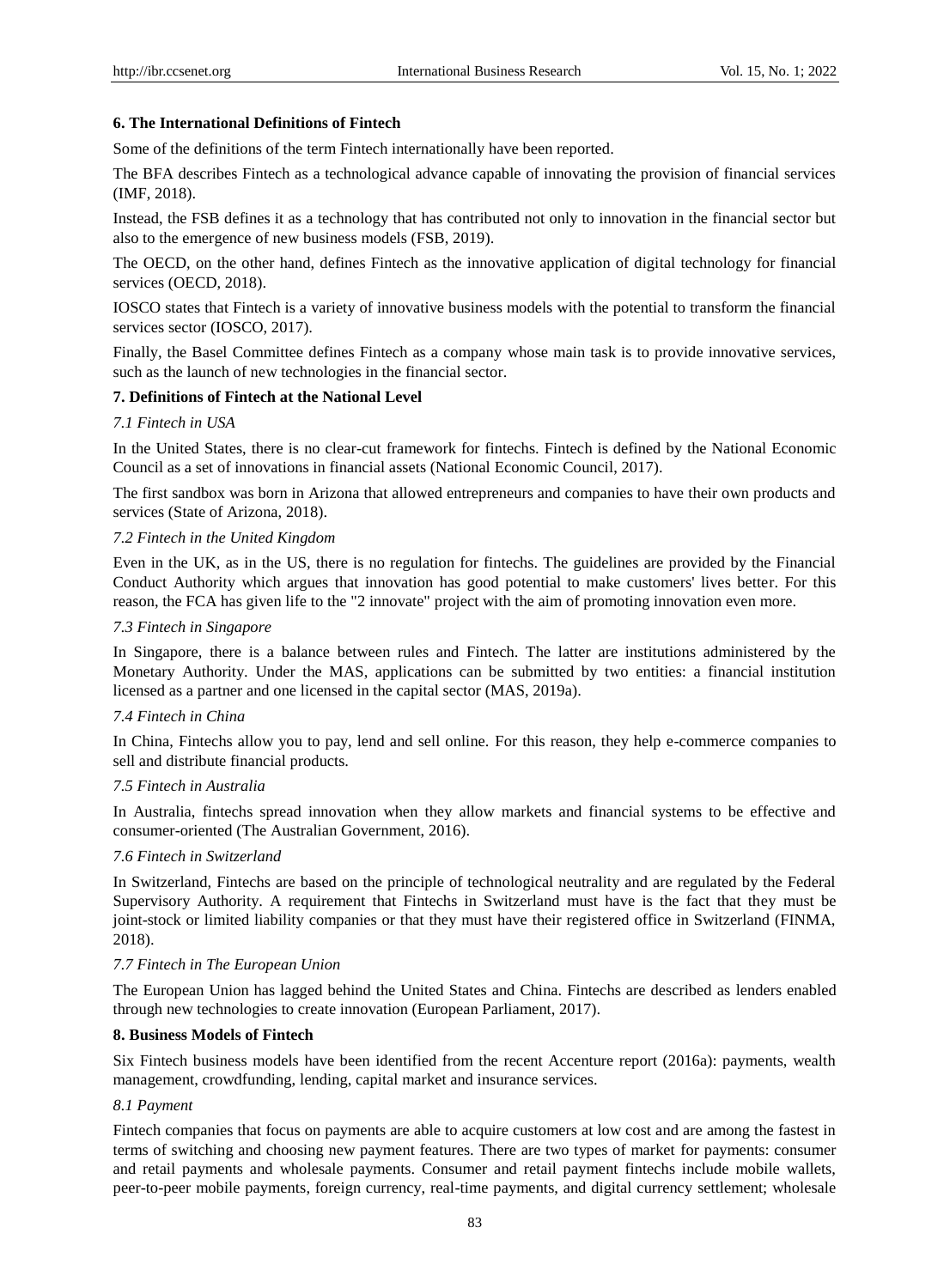### 6. The International Definitions of Fintech

Some of the definitions of the term Fintech internationally have been reported.

The BFA describes Fintech as a technological advance capable of innovating the provision of financial services (IMF, 2018).

Instead, the FSB defines it as a technology that has contributed not only to innovation in the financial sector but also to the emergence of new business models (FSB, 2019).

The OECD, on the other hand, defines Fintech as the innovative application of digital technology for financial services (OECD, 2018).

IOSCO states that Fintech is a variety of innovative business models with the potential to transform the financial services sector (IOSCO, 2017).

Finally, the Basel Committee defines Fintech as a company whose main task is to provide innovative services, such as the launch of new technologies in the financial sector.

### 7. Definitions of Fintech at the National Level

#### *7.1 Fintech in USA*

In the United States, there is no clear-cut framework for fintechs. Fintech is defined by the National Economic Council as a set of innovations in financial assets (National Economic Council, 2017).

The first sandbox was born in Arizona that allowed entrepreneurs and companies to have their own products and services (State of Arizona, 2018).

#### *7.2 Fintech in the United Kingdom*

Even in the UK, as in the US, there is no regulation for fintechs. The guidelines are provided by the Financial Conduct Authority which argues that innovation has good potential to make customers' lives better. For this reason, the FCA has given life to the "2 innovate" project with the aim of promoting innovation even more.

#### *7.3 Fintech in Singapore*

In Singapore, there is a balance between rules and Fintech. The latter are institutions administered by the Monetary Authority. Under the MAS, applications can be submitted by two entities: a financial institution licensed as a partner and one licensed in the capital sector (MAS, 2019a).

#### *7.4 Fintech in China*

In China, Fintechs allow you to pay, lend and sell online. For this reason, they help e-commerce companies to sell and distribute financial products.

#### *7.5 Fintech in Australia*

In Australia, fintechs spread innovation when they allow markets and financial systems to be effective and consumer-oriented (The Australian Government, 2016).

#### *7.6 Fintech in Switzerland*

In Switzerland, Fintechs are based on the principle of technological neutrality and are regulated by the Federal Supervisory Authority. A requirement that Fintechs in Switzerland must have is the fact that they must be joint-stock or limited liability companies or that they must have their registered office in Switzerland (FINMA, 2018).

#### *7.7 Fintech in The European Union*

The European Union has lagged behind the United States and China. Fintechs are described as lenders enabled through new technologies to create innovation (European Parliament, 2017).

### 8. Business Models of Fintech

Six Fintech business models have been identified from the recent Accenture report (2016a): payments, wealth management, crowdfunding, lending, capital market and insurance services.

#### *8.1 Payment*

Fintech companies that focus on payments are able to acquire customers at low cost and are among the fastest in terms of switching and choosing new payment features. There are two types of market for payments: consumer and retail payments and wholesale payments. Consumer and retail payment fintechs include mobile wallets, peer-to-peer mobile payments, foreign currency, real-time payments, and digital currency settlement; wholesale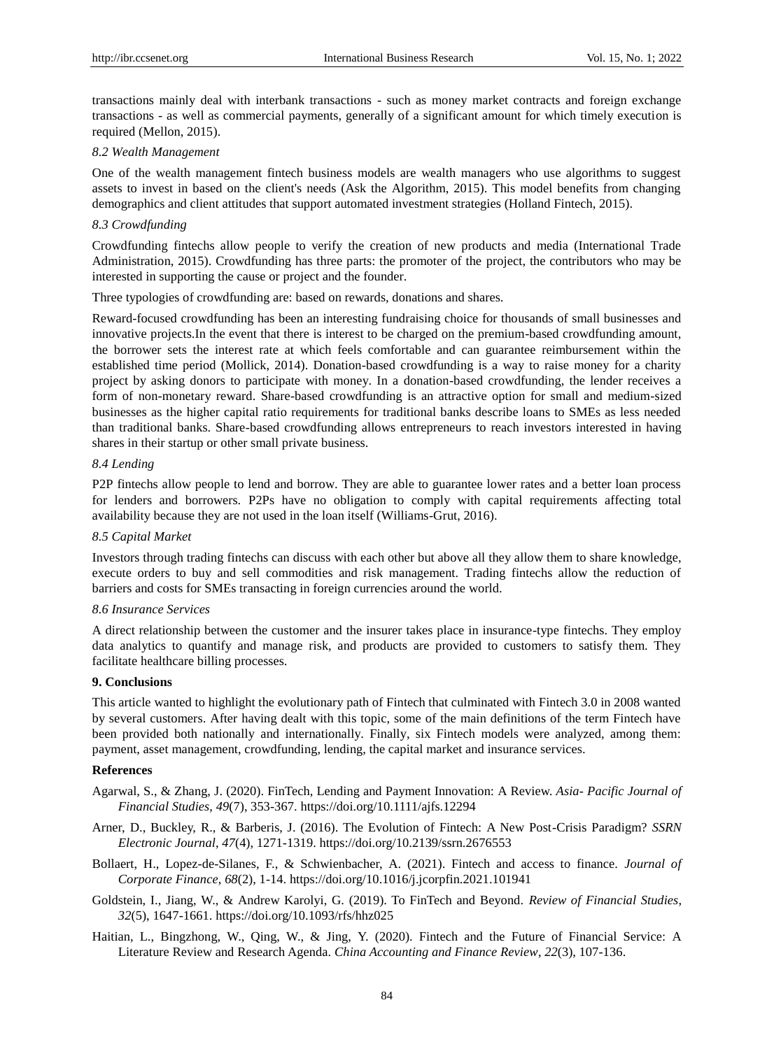transactions mainly deal with interbank transactions - such as money market contracts and foreign exchange transactions - as well as commercial payments, generally of a significant amount for which timely execution is required (Mellon, 2015).

### *8.2 Wealth Management*

One of the wealth management fintech business models are wealth managers who use algorithms to suggest assets to invest in based on the client's needs (Ask the Algorithm, 2015). This model benefits from changing demographics and client attitudes that support automated investment strategies (Holland Fintech, 2015).

### *8.3 Crowdfunding*

Crowdfunding fintechs allow people to verify the creation of new products and media (International Trade Administration, 2015). Crowdfunding has three parts: the promoter of the project, the contributors who may be interested in supporting the cause or project and the founder.

Three typologies of crowdfunding are: based on rewards, donations and shares.

Reward-focused crowdfunding has been an interesting fundraising choice for thousands of small businesses and innovative projects.In the event that there is interest to be charged on the premium-based crowdfunding amount, the borrower sets the interest rate at which feels comfortable and can guarantee reimbursement within the established time period (Mollick, 2014). Donation-based crowdfunding is a way to raise money for a charity project by asking donors to participate with money. In a donation-based crowdfunding, the lender receives a form of non-monetary reward. Share-based crowdfunding is an attractive option for small and medium-sized businesses as the higher capital ratio requirements for traditional banks describe loans to SMEs as less needed than traditional banks. Share-based crowdfunding allows entrepreneurs to reach investors interested in having shares in their startup or other small private business.

### *8.4 Lending*

P2P fintechs allow people to lend and borrow. They are able to guarantee lower rates and a better loan process for lenders and borrowers. P2Ps have no obligation to comply with capital requirements affecting total availability because they are not used in the loan itself (Williams-Grut, 2016).

### *8.5 Capital Market*

Investors through trading fintechs can discuss with each other but above all they allow them to share knowledge, execute orders to buy and sell commodities and risk management. Trading fintechs allow the reduction of barriers and costs for SMEs transacting in foreign currencies around the world.

### *8.6 Insurance Services*

A direct relationship between the customer and the insurer takes place in insurance-type fintechs. They employ data analytics to quantify and manage risk, and products are provided to customers to satisfy them. They facilitate healthcare billing processes.

## 9. Conclusions

This article wanted to highlight the evolutionary path of Fintech that culminated with Fintech 3.0 in 2008 wanted by several customers. After having dealt with this topic, some of the main definitions of the term Fintech have been provided both nationally and internationally. Finally, six Fintech models were analyzed, among them: payment, asset management, crowdfunding, lending, the capital market and insurance services.

## References

Agarwal, S., & Zhang, J. (2020). FinTech, Lending and Payment Innovation: A Review. *Asia- Pacific Journal of Financial Studies*, *49*(7), 353-367. https://doi.org/10.1111/ajfs.12294

Arner, D., Buckley, R., & Barberis, J. (2016). The Evolution of Fintech: A New Post-Crisis Paradigm? *SSRN Electronic Journal*, *47*(4), 1271-1319. https://doi.org/10.2139/ssrn.2676553

Bollaert, H., Lopez-de-Silanes, F., & Schwienbacher, A. (2021). Fintech and access to finance. *Journal of Corporate Finance*, *68*(2), 1-14. https://doi.org/10.1016/j.jcorpfin.2021.101941

Goldstein, I., Jiang, W., & Andrew Karolyi, G. (2019). To FinTech and Beyond. *Review of Financial Studies*, *32*(5), 1647-1661. https://doi.org/10.1093/rfs/hhz025

Haitian, L., Bingzhong, W., Qing, W., & Jing, Y. (2020). Fintech and the Future of Financial Service: A Literature Review and Research Agenda. *China Accounting and Finance Review*, *22*(3), 107-136.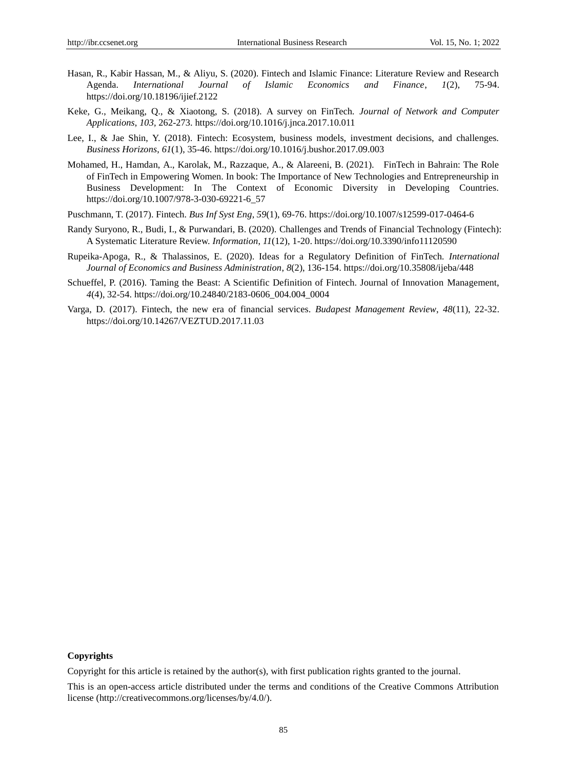Hasan, R., Kabir Hassan, M., & Aliyu, S. (2020). Fintech and Islamic Finance: Literature Review and Research Agenda. *International Journal of Islamic Economics and Finance*, *1*(2), 75-94. https://doi.org/10.18196/ijief.2122

Keke, G., Meikang, Q., & Xiaotong, S. (2018). A survey on FinTech. *Journal of Network and Computer Applications*, *103*, 262-273. https://doi.org/10.1016/j.jnca.2017.10.011

Lee, I., & Jae Shin, Y. (2018). Fintech: Ecosystem, business models, investment decisions, and challenges. *Business Horizons*, *61*(1), 35-46. https://doi.org/10.1016/j.bushor.2017.09.003

Mohamed, H., Hamdan, A., Karolak, M., Razzaque, A., & Alareeni, B. (2021). FinTech in Bahrain: The Role of FinTech in Empowering Women. In book: The Importance of New Technologies and Entrepreneurship in Business Development: In The Context of Economic Diversity in Developing Countries. https://doi.org/10.1007/978-3-030-69221-6_57

Puschmann, T. (2017). Fintech. *Bus Inf Syst Eng*, *59*(1), 69-76. https://doi.org/10.1007/s12599-017-0464-6

Randy Suryono, R., Budi, I., & Purwandari, B. (2020). Challenges and Trends of Financial Technology (Fintech): A Systematic Literature Review. *Information*, *11*(12), 1-20. https://doi.org/10.3390/info11120590

Rupeika-Apoga, R., & Thalassinos, E. (2020). Ideas for a Regulatory Definition of FinTech. *International Journal of Economics and Business Administration*, *8*(2), 136-154. https://doi.org/10.35808/ijeba/448

Schueffel, P. (2016). Taming the Beast: A Scientific Definition of Fintech. Journal of Innovation Management, *4*(4), 32-54. https://doi.org/10.24840/2183-0606_004.004_0004

Varga, D. (2017). Fintech, the new era of financial services. *Budapest Management Review*, *48*(11), 22-32. https://doi.org/10.14267/VEZTUD.2017.11.03

**Copyrights**

Copyright for this article is retained by the author(s), with first publication rights granted to the journal.

This is an open-access article distributed under the terms and conditions of the Creative Commons Attribution license (http://creativecommons.org/licenses/by/4.0/).